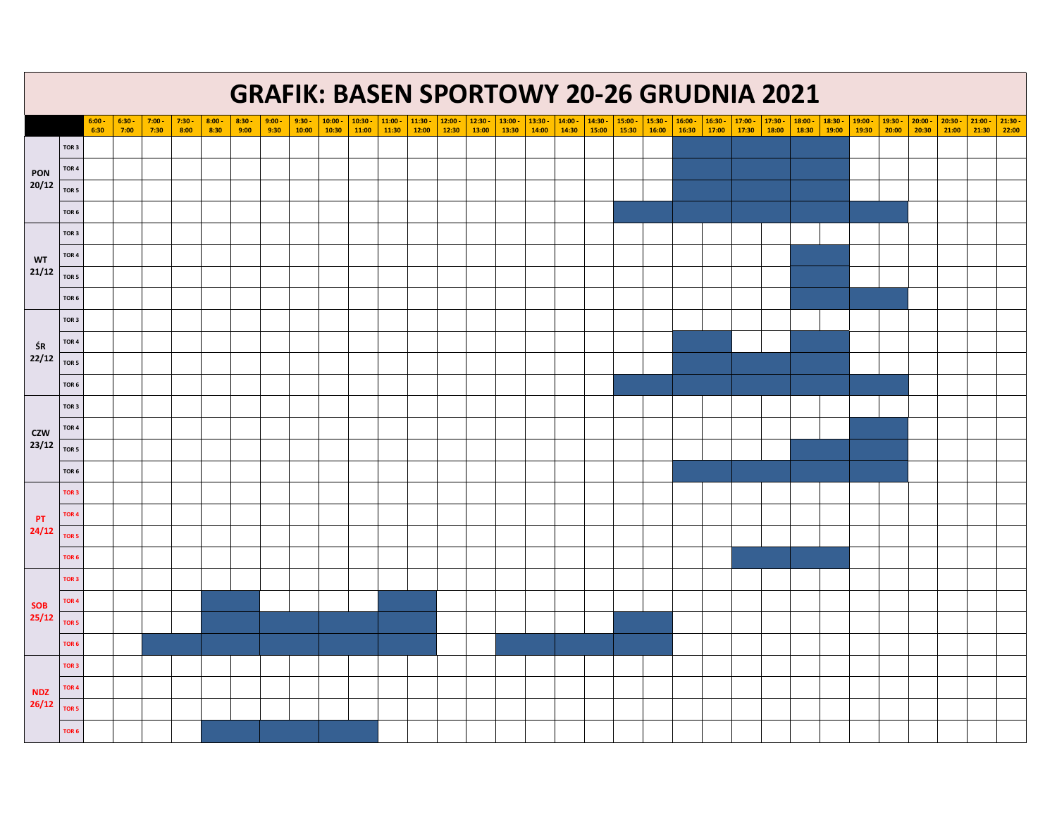# GRAFIK: BASEN SPORTOWY 20-26 GRUDNIA 2021

| | | 6:00 - 6:30 | 6:30 - 7:00 | 7:00 - 7:30 | 7:30 - 8:00 | 8:00 - 8:30 | 8:30 - 9:00 | 9:00 - 9:30 | 9:30 - 10:00 | 10:00 - 10:30 | 10:30 - 11:00 | 11:00 - 11:30 | 11:30 - 12:00 | 12:00 - 12:30 | 12:30 - 13:00 | 13:00 - 13:30 | 13:30 - 14:00 | 14:00 - 14:30 | 14:30 - 15:00 | 15:00 - 15:30 | 15:30 - 16:00 | 16:00 - 16:30 | 16:30 - 17:00 | 17:00 - 17:30 | 17:30 - 18:00 | 18:00 - 18:30 | 18:30 - 19:00 | 19:00 - 19:30 | 19:30 - 20:00 | 20:00 - 20:30 | 20:30 - 21:00 | 21:00 - 21:30 | 21:30 - 22:00 |
|---|---|---|---|---|---|---|---|---|---|---|---|---|---|---|---|---|---|---|---|---|---|---|---|---|---|---|---|---|---|---|---|---|---|
| PON 20/12 | TOR 3 | | | | | | | | | | | | | | | | | | | | | ■ | ■ | ■ | ■ | ■ | ■ | | | | | | |
| | TOR 4 | | | | | | | | | | | | | | | | | | | | | ■ | ■ | ■ | ■ | ■ | ■ | | | | | | |
| | TOR 5 | | | | | | | | | | | | | | | | | | | | | ■ | ■ | ■ | ■ | ■ | ■ | | | | | | |
| | TOR 6 | | | | | | | | | | | | | | | | | | | ■ | ■ | ■ | ■ | ■ | ■ | ■ | ■ | ■ | ■ | | | | |
| WT 21/12 | TOR 3 | | | | | | | | | | | | | | | | | | | | | | | | | | | | | | | | |
| | TOR 4 | | | | | | | | | | | | | | | | | | | | | | | | | ■ | ■ | | | | | | |
| | TOR 5 | | | | | | | | | | | | | | | | | | | | | | | | | ■ | ■ | | | | | | |
| | TOR 6 | | | | | | | | | | | | | | | | | | | | | | | | | ■ | ■ | ■ | ■ | | | | |
| ŚR 22/12 | TOR 3 | | | | | | | | | | | | | | | | | | | | | | | | | | | | | | | | |
| | TOR 4 | | | | | | | | | | | | | | | | | | | | | ■ | ■ | | | ■ | ■ | | | | | | |
| | TOR 5 | | | | | | | | | | | | | | | | | | | | | ■ | ■ | ■ | ■ | ■ | ■ | | | | | | |
| | TOR 6 | | | | | | | | | | | | | | | | | | | ■ | ■ | ■ | ■ | ■ | ■ | ■ | ■ | ■ | ■ | | | | |
| CZW 23/12 | TOR 3 | | | | | | | | | | | | | | | | | | | | | | | | | | | | | | | | |
| | TOR 4 | | | | | | | | | | | | | | | | | | | | | | | | | | | ■ | ■ | | | | |
| | TOR 5 | | | | | | | | | | | | | | | | | | | | | | | | | ■ | ■ | ■ | ■ | | | | |
| | TOR 6 | | | | | | | | | | | | | | | | | | | | | ■ | ■ | ■ | ■ | ■ | ■ | ■ | ■ | | | | |
| PT 24/12 | TOR 3 | | | | | | | | | | | | | | | | | | | | | | | | | | | | | | | | |
| | TOR 4 | | | | | | | | | | | | | | | | | | | | | | | | | | | | | | | | |
| | TOR 5 | | | | | | | | | | | | | | | | | | | | | | | | | | | | | | | | |
| | TOR 6 | | | | | | | | | | | | | | | | | | | | | | | ■ | ■ | ■ | ■ | | | | | | |
| SOB 25/12 | TOR 3 | | | | | | | | | | | | | | | | | | | | | | | | | | | | | | | | |
| | TOR 4 | | | | | ■ | ■ | | | | | ■ | ■ | | | | | | | | | | | | | | | | | | | | |
| | TOR 5 | | | | | ■ | ■ | ■ | ■ | ■ | ■ | ■ | ■ | | | | | | | ■ | ■ | | | | | | | | | | | | |
| | TOR 6 | | | ■ | ■ | ■ | ■ | ■ | ■ | ■ | ■ | ■ | ■ | | | ■ | ■ | ■ | ■ | ■ | ■ | | | | | | | | | | | | |
| NDZ 26/12 | TOR 3 | | | | | | | | | | | | | | | | | | | | | | | | | | | | | | | | |
| | TOR 4 | | | | | | | | | | | | | | | | | | | | | | | | | | | | | | | | |
| | TOR 5 | | | | | | | | | | | | | | | | | | | | | | | | | | | | | | | | |
| | TOR 6 | | | | | ■ | ■ | ■ | ■ | ■ | ■ | | | | | | | | | | | | | | | | | | | | | | |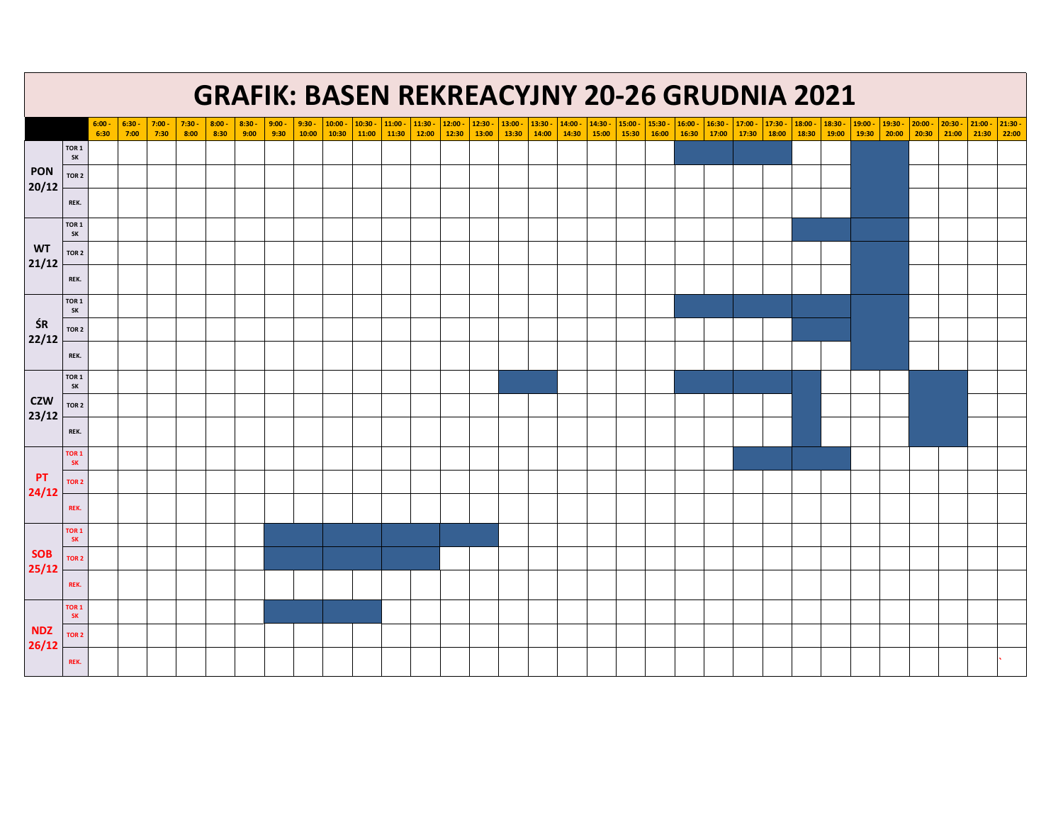# GRAFIK: BASEN REKREACYJNY 20-26 GRUDNIA 2021

| | | 6:00 - 6:30 | 6:30 - 7:00 | 7:00 - 7:30 | 7:30 - 8:00 | 8:00 - 8:30 | 8:30 - 9:00 | 9:00 - 9:30 | 9:30 - 10:00 | 10:00 - 10:30 | 10:30 - 11:00 | 11:00 - 11:30 | 11:30 - 12:00 | 12:00 - 12:30 | 12:30 - 13:00 | 13:00 - 13:30 | 13:30 - 14:00 | 14:00 - 14:30 | 14:30 - 15:00 | 15:00 - 15:30 | 15:30 - 16:00 | 16:00 - 16:30 | 16:30 - 17:00 | 17:00 - 17:30 | 17:30 - 18:00 | 18:00 - 18:30 | 18:30 - 19:00 | 19:00 - 19:30 | 19:30 - 20:00 | 20:00 - 20:30 | 20:30 - 21:00 | 21:00 - 21:30 | 21:30 - 22:00 |
|---|---|---|---|---|---|---|---|---|---|---|---|---|---|---|---|---|---|---|---|---|---|---|---|---|---|---|---|---|---|---|---|---|---|
| PON 20/12 | TOR 1 SK | | | | | | | | | | | | | | | | | | | | | | | | | | | | | | | | |
| | TOR 2 | | | | | | | | | | | | | | | | | | | | | | | | | | | | | | | | |
| | REK. | | | | | | | | | | | | | | | | | | | | | | | | | | | | | | | | |
| WT 21/12 | TOR 1 SK | | | | | | | | | | | | | | | | | | | | | | | | | | | | | | | | |
| | TOR 2 | | | | | | | | | | | | | | | | | | | | | | | | | | | | | | | | |
| | REK. | | | | | | | | | | | | | | | | | | | | | | | | | | | | | | | | |
| ŚR 22/12 | TOR 1 SK | | | | | | | | | | | | | | | | | | | | | | | | | | | | | | | | |
| | TOR 2 | | | | | | | | | | | | | | | | | | | | | | | | | | | | | | | | |
| | REK. | | | | | | | | | | | | | | | | | | | | | | | | | | | | | | | | |
| CZW 23/12 | TOR 1 SK | | | | | | | | | | | | | | | | | | | | | | | | | | | | | | | | |
| | TOR 2 | | | | | | | | | | | | | | | | | | | | | | | | | | | | | | | | |
| | REK. | | | | | | | | | | | | | | | | | | | | | | | | | | | | | | | | |
| PT 24/12 | TOR 1 SK | | | | | | | | | | | | | | | | | | | | | | | | | | | | | | | | |
| | TOR 2 | | | | | | | | | | | | | | | | | | | | | | | | | | | | | | | | |
| | REK. | | | | | | | | | | | | | | | | | | | | | | | | | | | | | | | | |
| SOB 25/12 | TOR 1 SK | | | | | | | | | | | | | | | | | | | | | | | | | | | | | | | | |
| | TOR 2 | | | | | | | | | | | | | | | | | | | | | | | | | | | | | | | | |
| | REK. | | | | | | | | | | | | | | | | | | | | | | | | | | | | | | | | |
| NDZ 26/12 | TOR 1 SK | | | | | | | | | | | | | | | | | | | | | | | | | | | | | | | | |
| | TOR 2 | | | | | | | | | | | | | | | | | | | | | | | | | | | | | | | | |
| | REK. | | | | | | | | | | | | | | | | | | | | | | | | | | | | | | | | ` |